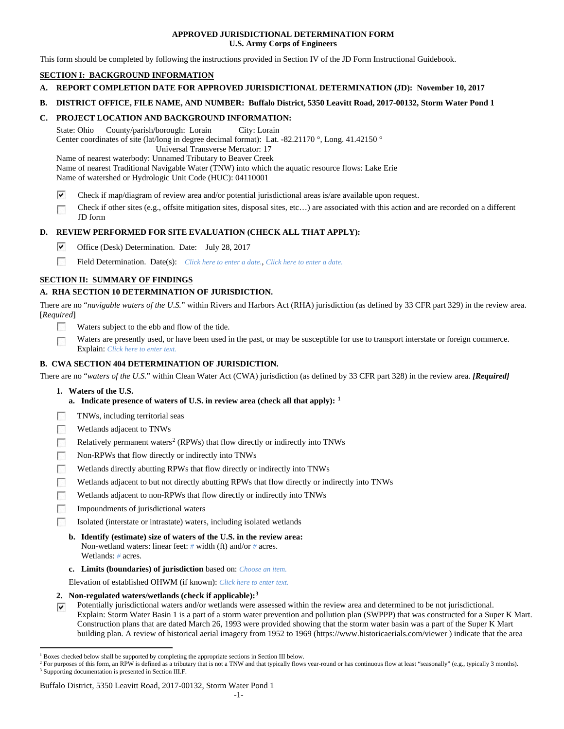**APPROVED JURISDICTIONAL DETERMINATION FORM**
**U.S. Army Corps of Engineers**

This form should be completed by following the instructions provided in Section IV of the JD Form Instructional Guidebook.

## SECTION I: BACKGROUND INFORMATION

**A. REPORT COMPLETION DATE FOR APPROVED JURISDICTIONAL DETERMINATION (JD): November 10, 2017**

**B. DISTRICT OFFICE, FILE NAME, AND NUMBER: Buffalo District, 5350 Leavitt Road, 2017-00132, Storm Water Pond 1**

**C. PROJECT LOCATION AND BACKGROUND INFORMATION:**

State: Ohio County/parish/borough: Lorain City: Lorain
Center coordinates of site (lat/long in degree decimal format): Lat. -82.21170 °, Long. 41.42150 °
Universal Transverse Mercator: 17
Name of nearest waterbody: Unnamed Tributary to Beaver Creek
Name of nearest Traditional Navigable Water (TNW) into which the aquatic resource flows: Lake Erie
Name of watershed or Hydrologic Unit Code (HUC): 04110001

- [x] Check if map/diagram of review area and/or potential jurisdictional areas is/are available upon request.
- [ ] Check if other sites (e.g., offsite mitigation sites, disposal sites, etc…) are associated with this action and are recorded on a different JD form

**D. REVIEW PERFORMED FOR SITE EVALUATION (CHECK ALL THAT APPLY):**

- [x] Office (Desk) Determination. Date: July 28, 2017
- [ ] Field Determination. Date(s): *Click here to enter a date.*, *Click here to enter a date.*

## SECTION II: SUMMARY OF FINDINGS

**A. RHA SECTION 10 DETERMINATION OF JURISDICTION.**

There are no "*navigable waters of the U.S.*" within Rivers and Harbors Act (RHA) jurisdiction (as defined by 33 CFR part 329) in the review area. [*Required*]

- [ ] Waters subject to the ebb and flow of the tide.
- [ ] Waters are presently used, or have been used in the past, or may be susceptible for use to transport interstate or foreign commerce. Explain: *Click here to enter text.*

**B. CWA SECTION 404 DETERMINATION OF JURISDICTION.**

There are no "*waters of the U.S.*" within Clean Water Act (CWA) jurisdiction (as defined by 33 CFR part 328) in the review area. ***[Required]***

**1. Waters of the U.S.**

**a. Indicate presence of waters of U.S. in review area (check all that apply):** [1]

- [ ] TNWs, including territorial seas
- [ ] Wetlands adjacent to TNWs
- [ ] Relatively permanent waters[2] (RPWs) that flow directly or indirectly into TNWs
- [ ] Non-RPWs that flow directly or indirectly into TNWs
- [ ] Wetlands directly abutting RPWs that flow directly or indirectly into TNWs
- [ ] Wetlands adjacent to but not directly abutting RPWs that flow directly or indirectly into TNWs
- [ ] Wetlands adjacent to non-RPWs that flow directly or indirectly into TNWs
- [ ] Impoundments of jurisdictional waters
- [ ] Isolated (interstate or intrastate) waters, including isolated wetlands

**b. Identify (estimate) size of waters of the U.S. in the review area:**
Non-wetland waters: linear feet: *#* width (ft) and/or *#* acres.
Wetlands: *#* acres.

**c. Limits (boundaries) of jurisdiction** based on: *Choose an item.*

Elevation of established OHWM (if known): *Click here to enter text.*

**2. Non-regulated waters/wetlands (check if applicable):**[3]

- [x] Potentially jurisdictional waters and/or wetlands were assessed within the review area and determined to be not jurisdictional. Explain: Storm Water Basin 1 is a part of a storm water prevention and pollution plan (SWPPP) that was constructed for a Super K Mart. Construction plans that are dated March 26, 1993 were provided showing that the storm water basin was a part of the Super K Mart building plan. A review of historical aerial imagery from 1952 to 1969 (https://www.historicaerials.com/viewer ) indicate that the area

---

[1] Boxes checked below shall be supported by completing the appropriate sections in Section III below.
[2] For purposes of this form, an RPW is defined as a tributary that is not a TNW and that typically flows year-round or has continuous flow at least "seasonally" (e.g., typically 3 months).
[3] Supporting documentation is presented in Section III.F.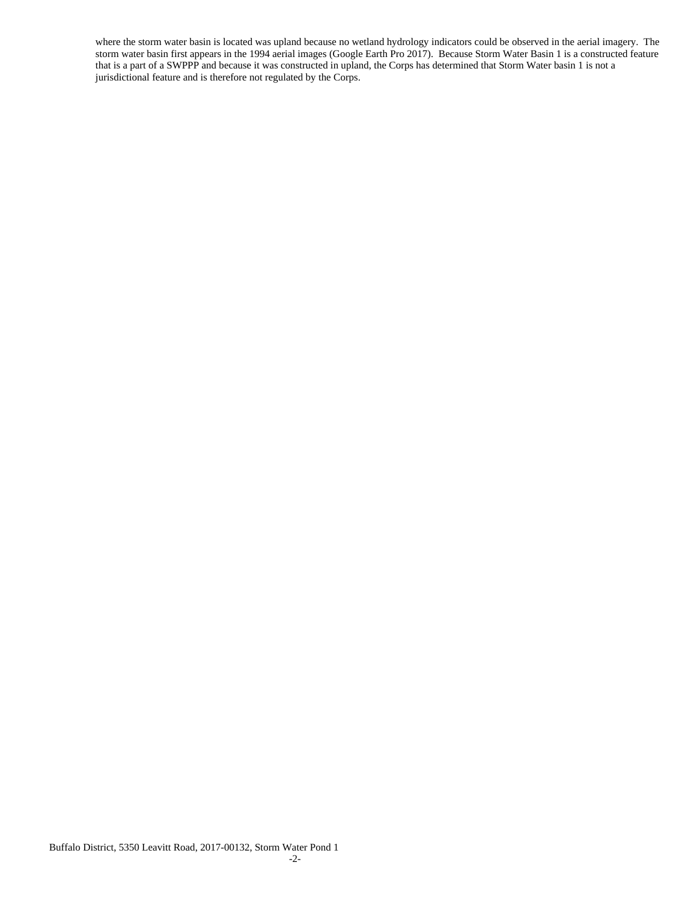where the storm water basin is located was upland because no wetland hydrology indicators could be observed in the aerial imagery. The storm water basin first appears in the 1994 aerial images (Google Earth Pro 2017). Because Storm Water Basin 1 is a constructed feature that is a part of a SWPPP and because it was constructed in upland, the Corps has determined that Storm Water basin 1 is not a jurisdictional feature and is therefore not regulated by the Corps.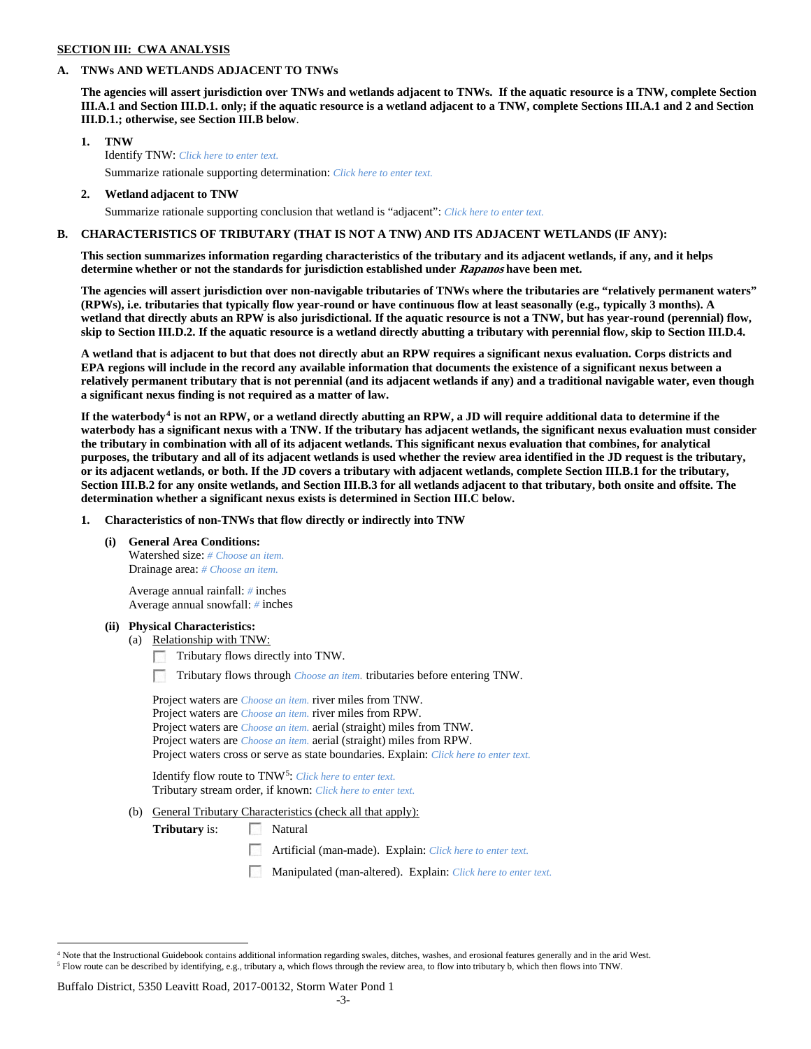**SECTION III: CWA ANALYSIS**

**A. TNWs AND WETLANDS ADJACENT TO TNWs**

**The agencies will assert jurisdiction over TNWs and wetlands adjacent to TNWs. If the aquatic resource is a TNW, complete Section III.A.1 and Section III.D.1. only; if the aquatic resource is a wetland adjacent to a TNW, complete Sections III.A.1 and 2 and Section III.D.1.; otherwise, see Section III.B below.**

**1. TNW**

Identify TNW: *Click here to enter text.*

Summarize rationale supporting determination: *Click here to enter text.*

**2. Wetland adjacent to TNW**

Summarize rationale supporting conclusion that wetland is "adjacent": *Click here to enter text.*

**B. CHARACTERISTICS OF TRIBUTARY (THAT IS NOT A TNW) AND ITS ADJACENT WETLANDS (IF ANY):**

**This section summarizes information regarding characteristics of the tributary and its adjacent wetlands, if any, and it helps determine whether or not the standards for jurisdiction established under *Rapanos* have been met.**

**The agencies will assert jurisdiction over non-navigable tributaries of TNWs where the tributaries are "relatively permanent waters" (RPWs), i.e. tributaries that typically flow year-round or have continuous flow at least seasonally (e.g., typically 3 months). A wetland that directly abuts an RPW is also jurisdictional. If the aquatic resource is not a TNW, but has year-round (perennial) flow, skip to Section III.D.2. If the aquatic resource is a wetland directly abutting a tributary with perennial flow, skip to Section III.D.4.**

**A wetland that is adjacent to but that does not directly abut an RPW requires a significant nexus evaluation. Corps districts and EPA regions will include in the record any available information that documents the existence of a significant nexus between a relatively permanent tributary that is not perennial (and its adjacent wetlands if any) and a traditional navigable water, even though a significant nexus finding is not required as a matter of law.**

**If the waterbody[4] is not an RPW, or a wetland directly abutting an RPW, a JD will require additional data to determine if the waterbody has a significant nexus with a TNW. If the tributary has adjacent wetlands, the significant nexus evaluation must consider the tributary in combination with all of its adjacent wetlands. This significant nexus evaluation that combines, for analytical purposes, the tributary and all of its adjacent wetlands is used whether the review area identified in the JD request is the tributary, or its adjacent wetlands, or both. If the JD covers a tributary with adjacent wetlands, complete Section III.B.1 for the tributary, Section III.B.2 for any onsite wetlands, and Section III.B.3 for all wetlands adjacent to that tributary, both onsite and offsite. The determination whether a significant nexus exists is determined in Section III.C below.**

**1. Characteristics of non-TNWs that flow directly or indirectly into TNW**

**(i) General Area Conditions:**

Watershed size: *# Choose an item.*
Drainage area: *# Choose an item.*

Average annual rainfall: *#* inches
Average annual snowfall: *#* inches

**(ii) Physical Characteristics:**

(a) Relationship with TNW:

☐ Tributary flows directly into TNW.

☐ Tributary flows through *Choose an item.* tributaries before entering TNW.

Project waters are *Choose an item.* river miles from TNW.
Project waters are *Choose an item.* river miles from RPW.
Project waters are *Choose an item.* aerial (straight) miles from TNW.
Project waters are *Choose an item.* aerial (straight) miles from RPW.
Project waters cross or serve as state boundaries. Explain: *Click here to enter text.*

Identify flow route to TNW[5]: *Click here to enter text.*
Tributary stream order, if known: *Click here to enter text.*

(b) General Tributary Characteristics (check all that apply):

**Tributary** is: ☐ Natural

☐ Artificial (man-made). Explain: *Click here to enter text.*

☐ Manipulated (man-altered). Explain: *Click here to enter text.*

---

[4] Note that the Instructional Guidebook contains additional information regarding swales, ditches, washes, and erosional features generally and in the arid West.

[5] Flow route can be described by identifying, e.g., tributary a, which flows through the review area, to flow into tributary b, which then flows into TNW.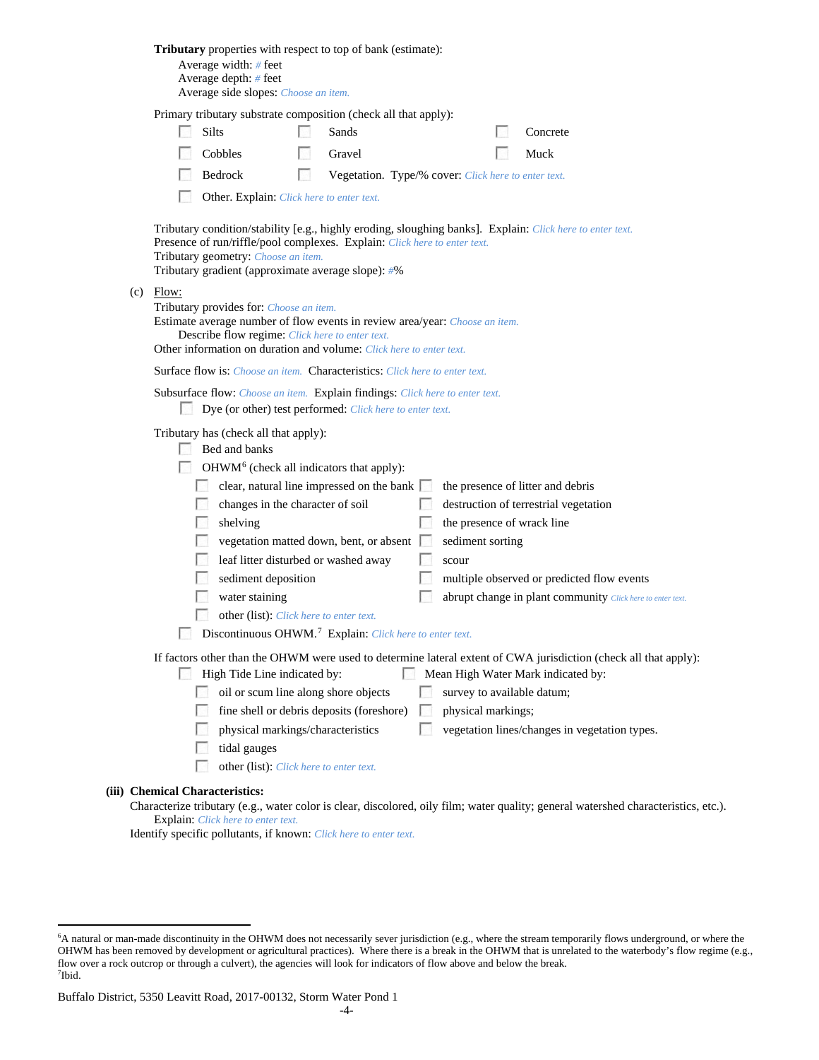**Tributary** properties with respect to top of bank (estimate):

Average width: # feet
Average depth: # feet
Average side slopes: Choose an item.

Primary tributary substrate composition (check all that apply):

☐ Silts ☐ Sands ☐ Concrete
☐ Cobbles ☐ Gravel ☐ Muck
☐ Bedrock ☐ Vegetation. Type/% cover: Click here to enter text.
☐ Other. Explain: Click here to enter text.

Tributary condition/stability [e.g., highly eroding, sloughing banks]. Explain: Click here to enter text.
Presence of run/riffle/pool complexes. Explain: Click here to enter text.
Tributary geometry: Choose an item.
Tributary gradient (approximate average slope): #%

(c) Flow:

Tributary provides for: Choose an item.
Estimate average number of flow events in review area/year: Choose an item.
Describe flow regime: Click here to enter text.
Other information on duration and volume: Click here to enter text.

Surface flow is: Choose an item. Characteristics: Click here to enter text.

Subsurface flow: Choose an item. Explain findings: Click here to enter text.
☐ Dye (or other) test performed: Click here to enter text.

Tributary has (check all that apply):

☐ Bed and banks
☐ OHWM[6] (check all indicators that apply):

☐ clear, natural line impressed on the bank ☐ the presence of litter and debris
☐ changes in the character of soil ☐ destruction of terrestrial vegetation
☐ shelving ☐ the presence of wrack line
☐ vegetation matted down, bent, or absent ☐ sediment sorting
☐ leaf litter disturbed or washed away ☐ scour
☐ sediment deposition ☐ multiple observed or predicted flow events
☐ water staining ☐ abrupt change in plant community Click here to enter text.
☐ other (list): Click here to enter text.

☐ Discontinuous OHWM.[7] Explain: Click here to enter text.

If factors other than the OHWM were used to determine lateral extent of CWA jurisdiction (check all that apply):

☐ High Tide Line indicated by: ☐ Mean High Water Mark indicated by:
☐ oil or scum line along shore objects ☐ survey to available datum;
☐ fine shell or debris deposits (foreshore) ☐ physical markings;
☐ physical markings/characteristics ☐ vegetation lines/changes in vegetation types.
☐ tidal gauges
☐ other (list): Click here to enter text.

**(iii) Chemical Characteristics:**

Characterize tributary (e.g., water color is clear, discolored, oily film; water quality; general watershed characteristics, etc.).
Explain: Click here to enter text.
Identify specific pollutants, if known: Click here to enter text.

---

[6]A natural or man-made discontinuity in the OHWM does not necessarily sever jurisdiction (e.g., where the stream temporarily flows underground, or where the OHWM has been removed by development or agricultural practices). Where there is a break in the OHWM that is unrelated to the waterbody's flow regime (e.g., flow over a rock outcrop or through a culvert), the agencies will look for indicators of flow above and below the break.
[7]Ibid.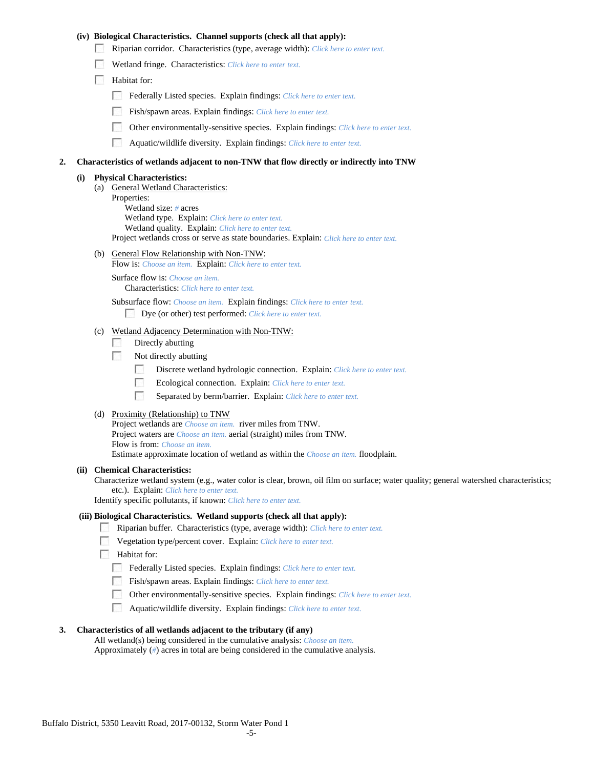**(iv) Biological Characteristics. Channel supports (check all that apply):**

☐ Riparian corridor. Characteristics (type, average width): *Click here to enter text.*

☐ Wetland fringe. Characteristics: *Click here to enter text.*

☐ Habitat for:

- ☐ Federally Listed species. Explain findings: *Click here to enter text.*
- ☐ Fish/spawn areas. Explain findings: *Click here to enter text.*
- ☐ Other environmentally-sensitive species. Explain findings: *Click here to enter text.*
- ☐ Aquatic/wildlife diversity. Explain findings: *Click here to enter text.*

**2. Characteristics of wetlands adjacent to non-TNW that flow directly or indirectly into TNW**

**(i) Physical Characteristics:**

(a) General Wetland Characteristics:

Properties:

Wetland size: *#* acres

Wetland type. Explain: *Click here to enter text.*

Wetland quality. Explain: *Click here to enter text.*

Project wetlands cross or serve as state boundaries. Explain: *Click here to enter text.*

(b) General Flow Relationship with Non-TNW:

Flow is: *Choose an item.* Explain: *Click here to enter text.*

Surface flow is: *Choose an item.*

Characteristics: *Click here to enter text.*

Subsurface flow: *Choose an item.* Explain findings: *Click here to enter text.*

☐ Dye (or other) test performed: *Click here to enter text.*

(c) Wetland Adjacency Determination with Non-TNW:

☐ Directly abutting

☐ Not directly abutting

- ☐ Discrete wetland hydrologic connection. Explain: *Click here to enter text.*
- ☐ Ecological connection. Explain: *Click here to enter text.*
- ☐ Separated by berm/barrier. Explain: *Click here to enter text.*

(d) Proximity (Relationship) to TNW

Project wetlands are *Choose an item.* river miles from TNW.

Project waters are *Choose an item.* aerial (straight) miles from TNW.

Flow is from: *Choose an item.*

Estimate approximate location of wetland as within the *Choose an item.* floodplain.

**(ii) Chemical Characteristics:**

Characterize wetland system (e.g., water color is clear, brown, oil film on surface; water quality; general watershed characteristics; etc.). Explain: *Click here to enter text.*

Identify specific pollutants, if known: *Click here to enter text.*

**(iii) Biological Characteristics. Wetland supports (check all that apply):**

☐ Riparian buffer. Characteristics (type, average width): *Click here to enter text.*

☐ Vegetation type/percent cover. Explain: *Click here to enter text.*

☐ Habitat for:

- ☐ Federally Listed species. Explain findings: *Click here to enter text.*
- ☐ Fish/spawn areas. Explain findings: *Click here to enter text.*
- ☐ Other environmentally-sensitive species. Explain findings: *Click here to enter text.*
- ☐ Aquatic/wildlife diversity. Explain findings: *Click here to enter text.*

**3. Characteristics of all wetlands adjacent to the tributary (if any)**

All wetland(s) being considered in the cumulative analysis: *Choose an item.*

Approximately (*#*) acres in total are being considered in the cumulative analysis.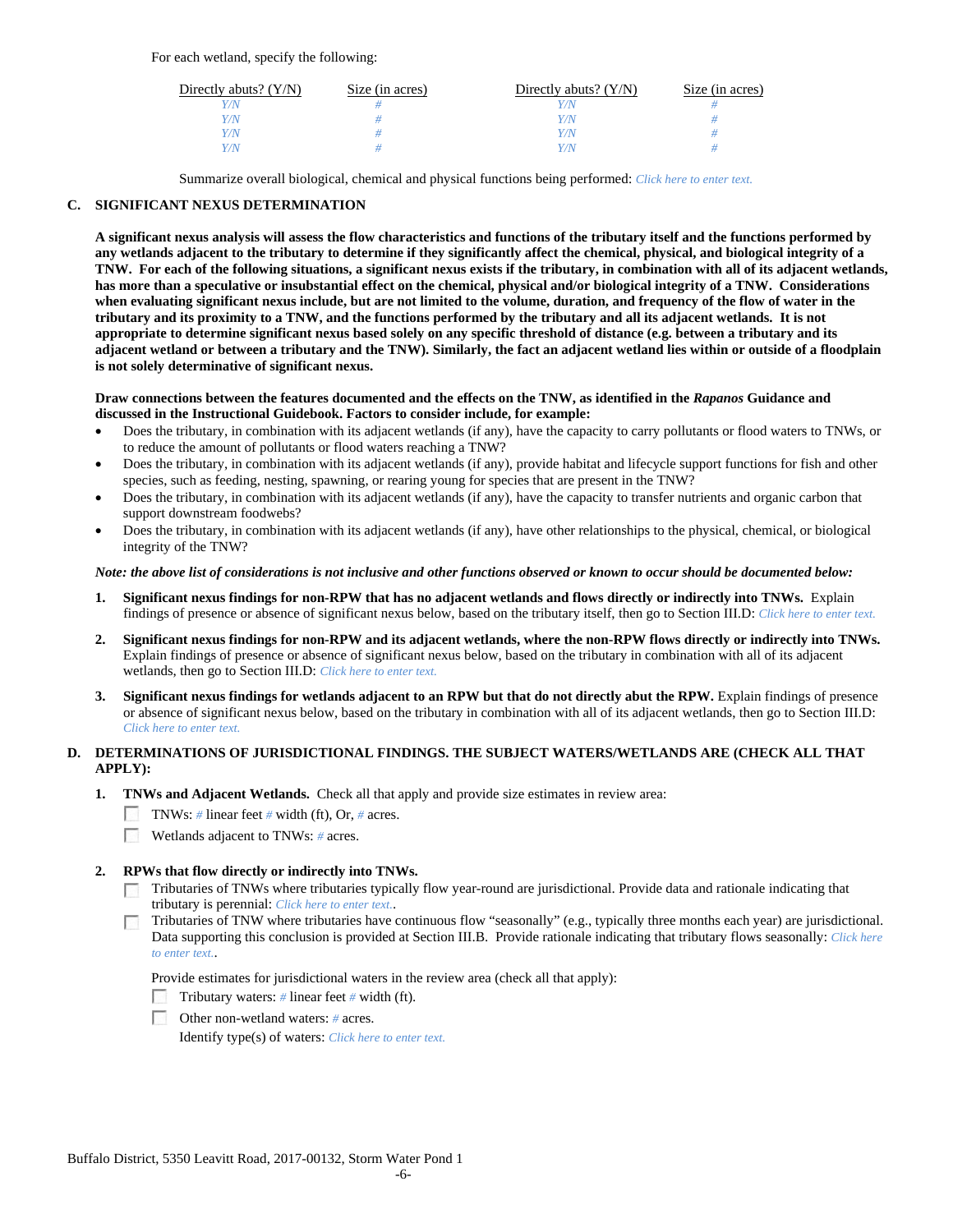For each wetland, specify the following:

| Directly abuts? (Y/N) | Size (in acres) | Directly abuts? (Y/N) | Size (in acres) |
| --- | --- | --- | --- |
| *Y/N* | *#* | *Y/N* | *#* |
| *Y/N* | *#* | *Y/N* | *#* |
| *Y/N* | *#* | *Y/N* | *#* |
| *Y/N* | *#* | *Y/N* | *#* |

Summarize overall biological, chemical and physical functions being performed: *Click here to enter text.*

## C. SIGNIFICANT NEXUS DETERMINATION

**A significant nexus analysis will assess the flow characteristics and functions of the tributary itself and the functions performed by any wetlands adjacent to the tributary to determine if they significantly affect the chemical, physical, and biological integrity of a TNW. For each of the following situations, a significant nexus exists if the tributary, in combination with all of its adjacent wetlands, has more than a speculative or insubstantial effect on the chemical, physical and/or biological integrity of a TNW. Considerations when evaluating significant nexus include, but are not limited to the volume, duration, and frequency of the flow of water in the tributary and its proximity to a TNW, and the functions performed by the tributary and all its adjacent wetlands. It is not appropriate to determine significant nexus based solely on any specific threshold of distance (e.g. between a tributary and its adjacent wetland or between a tributary and the TNW). Similarly, the fact an adjacent wetland lies within or outside of a floodplain is not solely determinative of significant nexus.**

**Draw connections between the features documented and the effects on the TNW, as identified in the *Rapanos* Guidance and discussed in the Instructional Guidebook. Factors to consider include, for example:**

- Does the tributary, in combination with its adjacent wetlands (if any), have the capacity to carry pollutants or flood waters to TNWs, or to reduce the amount of pollutants or flood waters reaching a TNW?
- Does the tributary, in combination with its adjacent wetlands (if any), provide habitat and lifecycle support functions for fish and other species, such as feeding, nesting, spawning, or rearing young for species that are present in the TNW?
- Does the tributary, in combination with its adjacent wetlands (if any), have the capacity to transfer nutrients and organic carbon that support downstream foodwebs?
- Does the tributary, in combination with its adjacent wetlands (if any), have other relationships to the physical, chemical, or biological integrity of the TNW?

***Note: the above list of considerations is not inclusive and other functions observed or known to occur should be documented below:***

1. **Significant nexus findings for non-RPW that has no adjacent wetlands and flows directly or indirectly into TNWs.** Explain findings of presence or absence of significant nexus below, based on the tributary itself, then go to Section III.D: *Click here to enter text.*

2. **Significant nexus findings for non-RPW and its adjacent wetlands, where the non-RPW flows directly or indirectly into TNWs.** Explain findings of presence or absence of significant nexus below, based on the tributary in combination with all of its adjacent wetlands, then go to Section III.D: *Click here to enter text.*

3. **Significant nexus findings for wetlands adjacent to an RPW but that do not directly abut the RPW.** Explain findings of presence or absence of significant nexus below, based on the tributary in combination with all of its adjacent wetlands, then go to Section III.D: *Click here to enter text.*

## D. DETERMINATIONS OF JURISDICTIONAL FINDINGS. THE SUBJECT WATERS/WETLANDS ARE (CHECK ALL THAT APPLY):

1. **TNWs and Adjacent Wetlands.** Check all that apply and provide size estimates in review area:
   - ☐ TNWs: *#* linear feet *#* width (ft), Or, *#* acres.
   - ☐ Wetlands adjacent to TNWs: *#* acres.

2. **RPWs that flow directly or indirectly into TNWs.**
   - ☐ Tributaries of TNWs where tributaries typically flow year-round are jurisdictional. Provide data and rationale indicating that tributary is perennial: *Click here to enter text.*.
   - ☐ Tributaries of TNW where tributaries have continuous flow “seasonally” (e.g., typically three months each year) are jurisdictional. Data supporting this conclusion is provided at Section III.B. Provide rationale indicating that tributary flows seasonally: *Click here to enter text.*.

   Provide estimates for jurisdictional waters in the review area (check all that apply):
   - ☐ Tributary waters: *#* linear feet *#* width (ft).
   - ☐ Other non-wetland waters: *#* acres.

     Identify type(s) of waters: *Click here to enter text.*

Buffalo District, 5350 Leavitt Road, 2017-00132, Storm Water Pond 1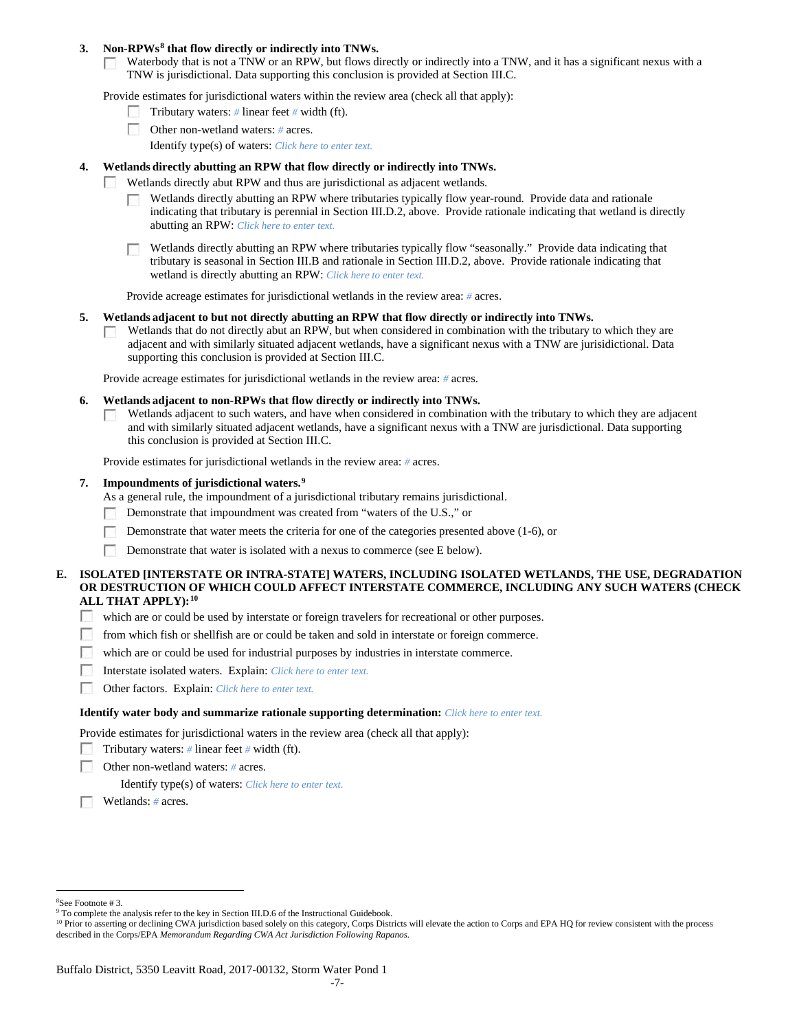**3. Non-RPWs[8] that flow directly or indirectly into TNWs.**

☐ Waterbody that is not a TNW or an RPW, but flows directly or indirectly into a TNW, and it has a significant nexus with a TNW is jurisdictional. Data supporting this conclusion is provided at Section III.C.

Provide estimates for jurisdictional waters within the review area (check all that apply):

- ☐ Tributary waters: # linear feet # width (ft).
- ☐ Other non-wetland waters: # acres.
  Identify type(s) of waters: *Click here to enter text.*

**4. Wetlands directly abutting an RPW that flow directly or indirectly into TNWs.**

☐ Wetlands directly abut RPW and thus are jurisdictional as adjacent wetlands.

- ☐ Wetlands directly abutting an RPW where tributaries typically flow year-round. Provide data and rationale indicating that tributary is perennial in Section III.D.2, above. Provide rationale indicating that wetland is directly abutting an RPW: *Click here to enter text.*

- ☐ Wetlands directly abutting an RPW where tributaries typically flow "seasonally." Provide data indicating that tributary is seasonal in Section III.B and rationale in Section III.D.2, above. Provide rationale indicating that wetland is directly abutting an RPW: *Click here to enter text.*

Provide acreage estimates for jurisdictional wetlands in the review area: # acres.

**5. Wetlands adjacent to but not directly abutting an RPW that flow directly or indirectly into TNWs.**

☐ Wetlands that do not directly abut an RPW, but when considered in combination with the tributary to which they are adjacent and with similarly situated adjacent wetlands, have a significant nexus with a TNW are jurisidictional. Data supporting this conclusion is provided at Section III.C.

Provide acreage estimates for jurisdictional wetlands in the review area: # acres.

**6. Wetlands adjacent to non-RPWs that flow directly or indirectly into TNWs.**

☐ Wetlands adjacent to such waters, and have when considered in combination with the tributary to which they are adjacent and with similarly situated adjacent wetlands, have a significant nexus with a TNW are jurisdictional. Data supporting this conclusion is provided at Section III.C.

Provide estimates for jurisdictional wetlands in the review area: # acres.

**7. Impoundments of jurisdictional waters.[9]**

As a general rule, the impoundment of a jurisdictional tributary remains jurisdictional.

- ☐ Demonstrate that impoundment was created from "waters of the U.S.," or
- ☐ Demonstrate that water meets the criteria for one of the categories presented above (1-6), or
- ☐ Demonstrate that water is isolated with a nexus to commerce (see E below).

**E. ISOLATED [INTERSTATE OR INTRA-STATE] WATERS, INCLUDING ISOLATED WETLANDS, THE USE, DEGRADATION OR DESTRUCTION OF WHICH COULD AFFECT INTERSTATE COMMERCE, INCLUDING ANY SUCH WATERS (CHECK ALL THAT APPLY):[10]**

- ☐ which are or could be used by interstate or foreign travelers for recreational or other purposes.
- ☐ from which fish or shellfish are or could be taken and sold in interstate or foreign commerce.
- ☐ which are or could be used for industrial purposes by industries in interstate commerce.
- ☐ Interstate isolated waters. Explain: *Click here to enter text.*
- ☐ Other factors. Explain: *Click here to enter text.*

**Identify water body and summarize rationale supporting determination:** *Click here to enter text.*

Provide estimates for jurisdictional waters in the review area (check all that apply):

- ☐ Tributary waters: # linear feet # width (ft).
- ☐ Other non-wetland waters: # acres.
  Identify type(s) of waters: *Click here to enter text.*
- ☐ Wetlands: # acres.

---

[8] See Footnote # 3.
[9] To complete the analysis refer to the key in Section III.D.6 of the Instructional Guidebook.
[10] Prior to asserting or declining CWA jurisdiction based solely on this category, Corps Districts will elevate the action to Corps and EPA HQ for review consistent with the process described in the Corps/EPA *Memorandum Regarding CWA Act Jurisdiction Following Rapanos.*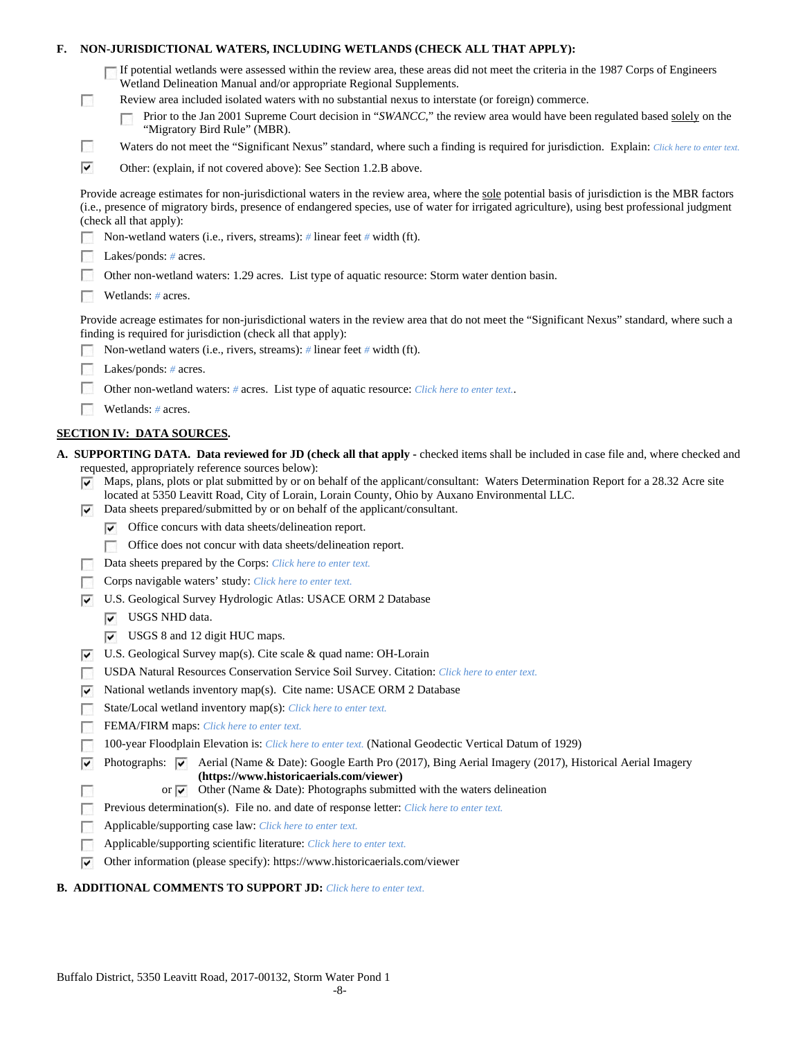**F. NON-JURISDICTIONAL WATERS, INCLUDING WETLANDS (CHECK ALL THAT APPLY):**

- [ ] If potential wetlands were assessed within the review area, these areas did not meet the criteria in the 1987 Corps of Engineers Wetland Delineation Manual and/or appropriate Regional Supplements.
- [ ] Review area included isolated waters with no substantial nexus to interstate (or foreign) commerce.
  - [ ] Prior to the Jan 2001 Supreme Court decision in "*SWANCC,*" the review area would have been regulated based solely on the "Migratory Bird Rule" (MBR).
- [ ] Waters do not meet the "Significant Nexus" standard, where such a finding is required for jurisdiction. Explain: *Click here to enter text.*
- [x] Other: (explain, if not covered above): See Section 1.2.B above.

Provide acreage estimates for non-jurisdictional waters in the review area, where the sole potential basis of jurisdiction is the MBR factors (i.e., presence of migratory birds, presence of endangered species, use of water for irrigated agriculture), using best professional judgment (check all that apply):

- [ ] Non-wetland waters (i.e., rivers, streams): # linear feet # width (ft).
- [ ] Lakes/ponds: # acres.
- [ ] Other non-wetland waters: 1.29 acres. List type of aquatic resource: Storm water dention basin.
- [ ] Wetlands: # acres.

Provide acreage estimates for non-jurisdictional waters in the review area that do not meet the "Significant Nexus" standard, where such a finding is required for jurisdiction (check all that apply):

- [ ] Non-wetland waters (i.e., rivers, streams): # linear feet # width (ft).
- [ ] Lakes/ponds: # acres.
- [ ] Other non-wetland waters: # acres. List type of aquatic resource: *Click here to enter text.*.
- [ ] Wetlands: # acres.

## SECTION IV: DATA SOURCES.

**A. SUPPORTING DATA. Data reviewed for JD (check all that apply** - checked items shall be included in case file and, where checked and requested, appropriately reference sources below):

- [x] Maps, plans, plots or plat submitted by or on behalf of the applicant/consultant: Waters Determination Report for a 28.32 Acre site located at 5350 Leavitt Road, City of Lorain, Lorain County, Ohio by Auxano Environmental LLC.
- [x] Data sheets prepared/submitted by or on behalf of the applicant/consultant.
  - [x] Office concurs with data sheets/delineation report.
  - [ ] Office does not concur with data sheets/delineation report.
- [ ] Data sheets prepared by the Corps: *Click here to enter text.*
- [ ] Corps navigable waters' study: *Click here to enter text.*
- [x] U.S. Geological Survey Hydrologic Atlas: USACE ORM 2 Database
  - [x] USGS NHD data.
  - [x] USGS 8 and 12 digit HUC maps.
- [x] U.S. Geological Survey map(s). Cite scale & quad name: OH-Lorain
- [ ] USDA Natural Resources Conservation Service Soil Survey. Citation: *Click here to enter text.*
- [x] National wetlands inventory map(s). Cite name: USACE ORM 2 Database
- [ ] State/Local wetland inventory map(s): *Click here to enter text.*
- [ ] FEMA/FIRM maps: *Click here to enter text.*
- [ ] 100-year Floodplain Elevation is: *Click here to enter text.* (National Geodectic Vertical Datum of 1929)
- [x] Photographs: [x] Aerial (Name & Date): Google Earth Pro (2017), Bing Aerial Imagery (2017), Historical Aerial Imagery **(https://www.historicaerials.com/viewer)**
- [ ] or [x] Other (Name & Date): Photographs submitted with the waters delineation
- [ ] Previous determination(s). File no. and date of response letter: *Click here to enter text.*
- [ ] Applicable/supporting case law: *Click here to enter text.*
- [ ] Applicable/supporting scientific literature: *Click here to enter text.*
- [x] Other information (please specify): https://www.historicaerials.com/viewer

**B. ADDITIONAL COMMENTS TO SUPPORT JD:** *Click here to enter text.*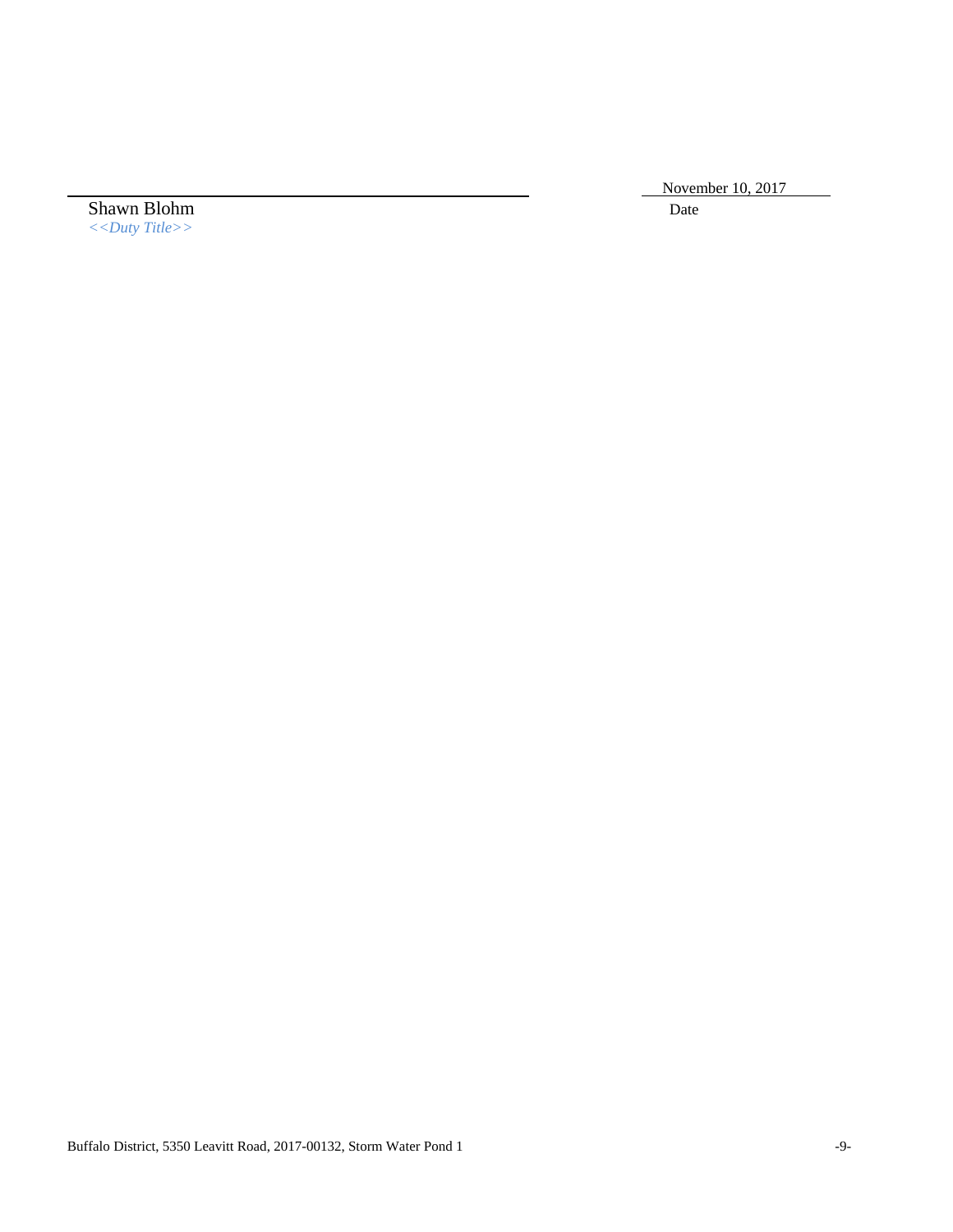November 10, 2017

Shawn Blohm
*<<Duty Title>>*

Date

Buffalo District, 5350 Leavitt Road, 2017-00132, Storm Water Pond 1